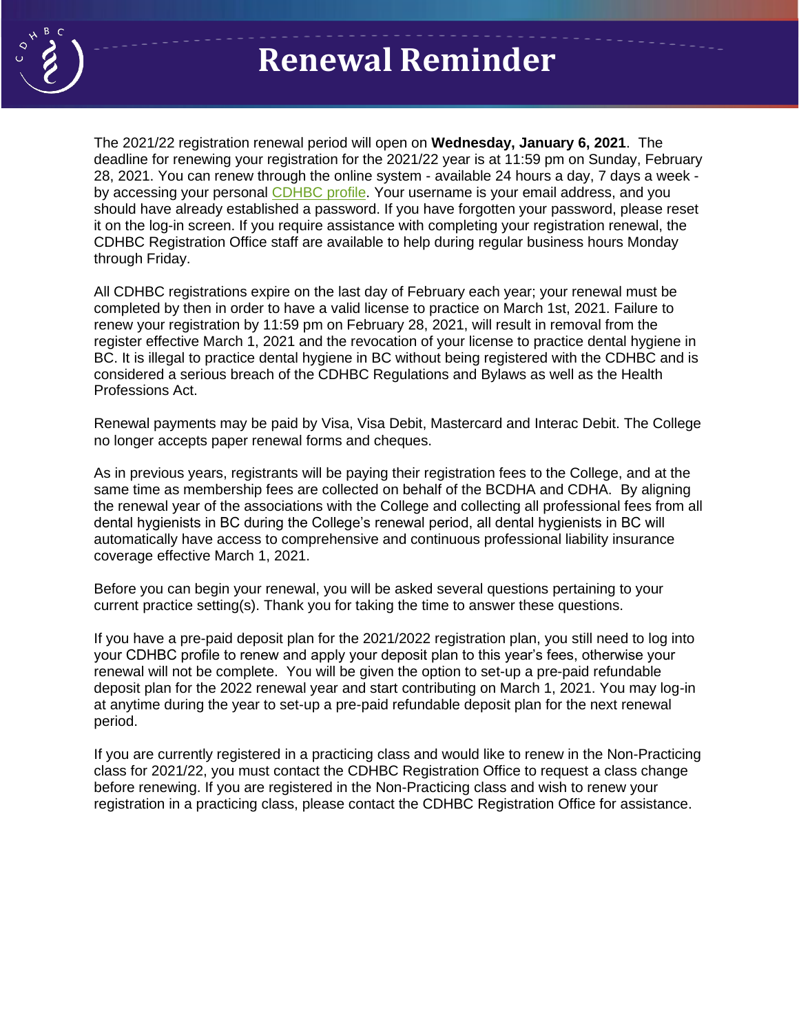# Renewal Reminder

The 2021/22 registration renewal period will open on **Wednesday, January 6, 2021**. The deadline for renewing your registration for the 2021/22 year is at 11:59 pm on Sunday, February 28, 2021. You can renew through the online system - available 24 hours a day, 7 days a week - by accessing your personal CDHBC profile. Your username is your email address, and you should have already established a password. If you have forgotten your password, please reset it on the log-in screen. If you require assistance with completing your registration renewal, the CDHBC Registration Office staff are available to help during regular business hours Monday through Friday.

All CDHBC registrations expire on the last day of February each year; your renewal must be completed by then in order to have a valid license to practice on March 1st, 2021. Failure to renew your registration by 11:59 pm on February 28, 2021, will result in removal from the register effective March 1, 2021 and the revocation of your license to practice dental hygiene in BC. It is illegal to practice dental hygiene in BC without being registered with the CDHBC and is considered a serious breach of the CDHBC Regulations and Bylaws as well as the Health Professions Act.

Renewal payments may be paid by Visa, Visa Debit, Mastercard and Interac Debit. The College no longer accepts paper renewal forms and cheques.

As in previous years, registrants will be paying their registration fees to the College, and at the same time as membership fees are collected on behalf of the BCDHA and CDHA. By aligning the renewal year of the associations with the College and collecting all professional fees from all dental hygienists in BC during the College's renewal period, all dental hygienists in BC will automatically have access to comprehensive and continuous professional liability insurance coverage effective March 1, 2021.

Before you can begin your renewal, you will be asked several questions pertaining to your current practice setting(s). Thank you for taking the time to answer these questions.

If you have a pre-paid deposit plan for the 2021/2022 registration plan, you still need to log into your CDHBC profile to renew and apply your deposit plan to this year's fees, otherwise your renewal will not be complete. You will be given the option to set-up a pre-paid refundable deposit plan for the 2022 renewal year and start contributing on March 1, 2021. You may log-in at anytime during the year to set-up a pre-paid refundable deposit plan for the next renewal period.

If you are currently registered in a practicing class and would like to renew in the Non-Practicing class for 2021/22, you must contact the CDHBC Registration Office to request a class change before renewing. If you are registered in the Non-Practicing class and wish to renew your registration in a practicing class, please contact the CDHBC Registration Office for assistance.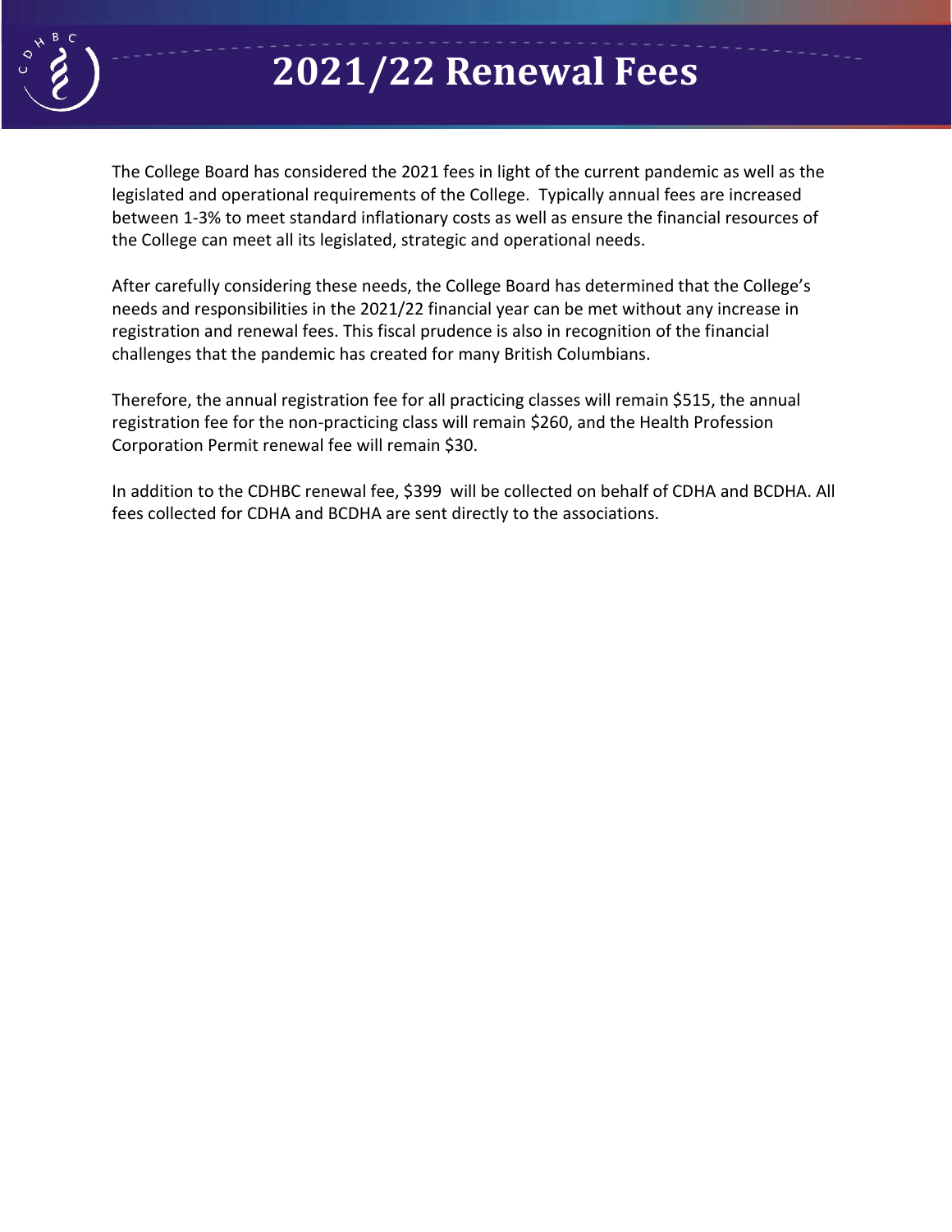# 2021/22 Renewal Fees

The College Board has considered the 2021 fees in light of the current pandemic as well as the legislated and operational requirements of the College. Typically annual fees are increased between 1-3% to meet standard inflationary costs as well as ensure the financial resources of the College can meet all its legislated, strategic and operational needs.

After carefully considering these needs, the College Board has determined that the College's needs and responsibilities in the 2021/22 financial year can be met without any increase in registration and renewal fees. This fiscal prudence is also in recognition of the financial challenges that the pandemic has created for many British Columbians.

Therefore, the annual registration fee for all practicing classes will remain $515, the annual registration fee for the non-practicing class will remain $260, and the Health Profession Corporation Permit renewal fee will remain $30.

In addition to the CDHBC renewal fee, $399 will be collected on behalf of CDHA and BCDHA. All fees collected for CDHA and BCDHA are sent directly to the associations.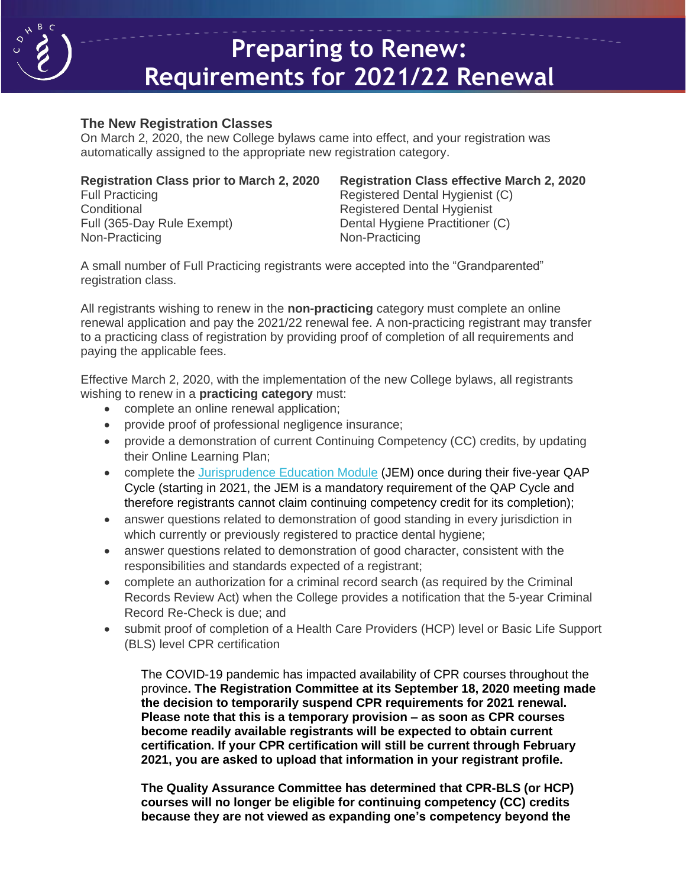# Preparing to Renew: Requirements for 2021/22 Renewal

## The New Registration Classes

On March 2, 2020, the new College bylaws came into effect, and your registration was automatically assigned to the appropriate new registration category.

| Registration Class prior to March 2, 2020 | Registration Class effective March 2, 2020 |
|---|---|
| Full Practicing | Registered Dental Hygienist (C) |
| Conditional | Registered Dental Hygienist |
| Full (365-Day Rule Exempt) | Dental Hygiene Practitioner (C) |
| Non-Practicing | Non-Practicing |

A small number of Full Practicing registrants were accepted into the "Grandparented" registration class.

All registrants wishing to renew in the **non-practicing** category must complete an online renewal application and pay the 2021/22 renewal fee. A non-practicing registrant may transfer to a practicing class of registration by providing proof of completion of all requirements and paying the applicable fees.

Effective March 2, 2020, with the implementation of the new College bylaws, all registrants wishing to renew in a **practicing category** must:

- complete an online renewal application;
- provide proof of professional negligence insurance;
- provide a demonstration of current Continuing Competency (CC) credits, by updating their Online Learning Plan;
- complete the Jurisprudence Education Module (JEM) once during their five-year QAP Cycle (starting in 2021, the JEM is a mandatory requirement of the QAP Cycle and therefore registrants cannot claim continuing competency credit for its completion);
- answer questions related to demonstration of good standing in every jurisdiction in which currently or previously registered to practice dental hygiene;
- answer questions related to demonstration of good character, consistent with the responsibilities and standards expected of a registrant;
- complete an authorization for a criminal record search (as required by the Criminal Records Review Act) when the College provides a notification that the 5-year Criminal Record Re-Check is due; and
- submit proof of completion of a Health Care Providers (HCP) level or Basic Life Support (BLS) level CPR certification

  The COVID-19 pandemic has impacted availability of CPR courses throughout the province**. The Registration Committee at its September 18, 2020 meeting made the decision to temporarily suspend CPR requirements for 2021 renewal. Please note that this is a temporary provision – as soon as CPR courses become readily available registrants will be expected to obtain current certification. If your CPR certification will still be current through February 2021, you are asked to upload that information in your registrant profile.**

  **The Quality Assurance Committee has determined that CPR-BLS (or HCP) courses will no longer be eligible for continuing competency (CC) credits because they are not viewed as expanding one's competency beyond the**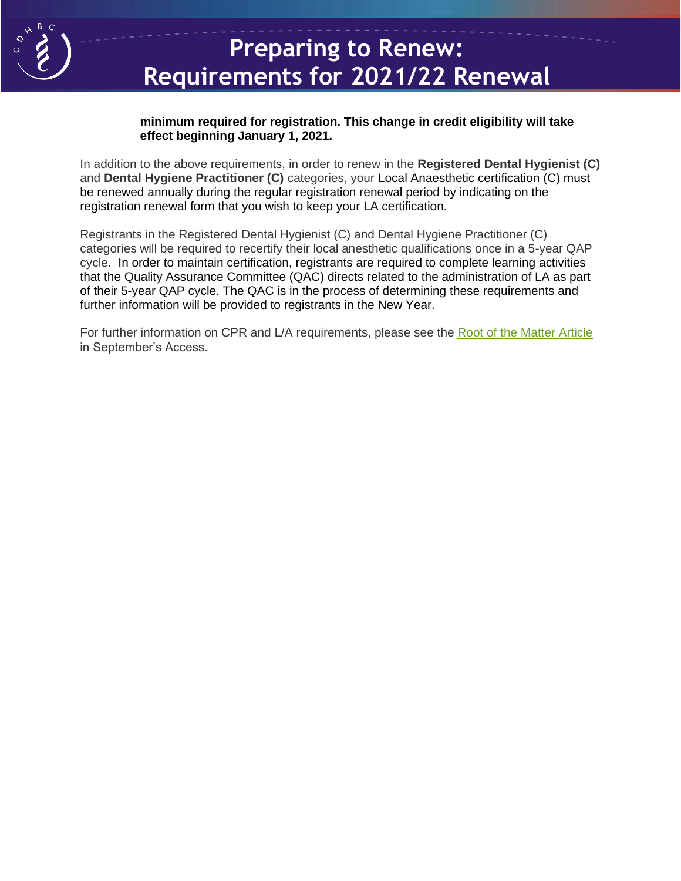**minimum required for registration. This change in credit eligibility will take effect beginning January 1, 2021.**

In addition to the above requirements, in order to renew in the **Registered Dental Hygienist (C)** and **Dental Hygiene Practitioner (C)** categories, your Local Anaesthetic certification (C) must be renewed annually during the regular registration renewal period by indicating on the registration renewal form that you wish to keep your LA certification.

Registrants in the Registered Dental Hygienist (C) and Dental Hygiene Practitioner (C) categories will be required to recertify their local anesthetic qualifications once in a 5-year QAP cycle. In order to maintain certification, registrants are required to complete learning activities that the Quality Assurance Committee (QAC) directs related to the administration of LA as part of their 5-year QAP cycle. The QAC is in the process of determining these requirements and further information will be provided to registrants in the New Year.

For further information on CPR and L/A requirements, please see the Root of the Matter Article in September's Access.